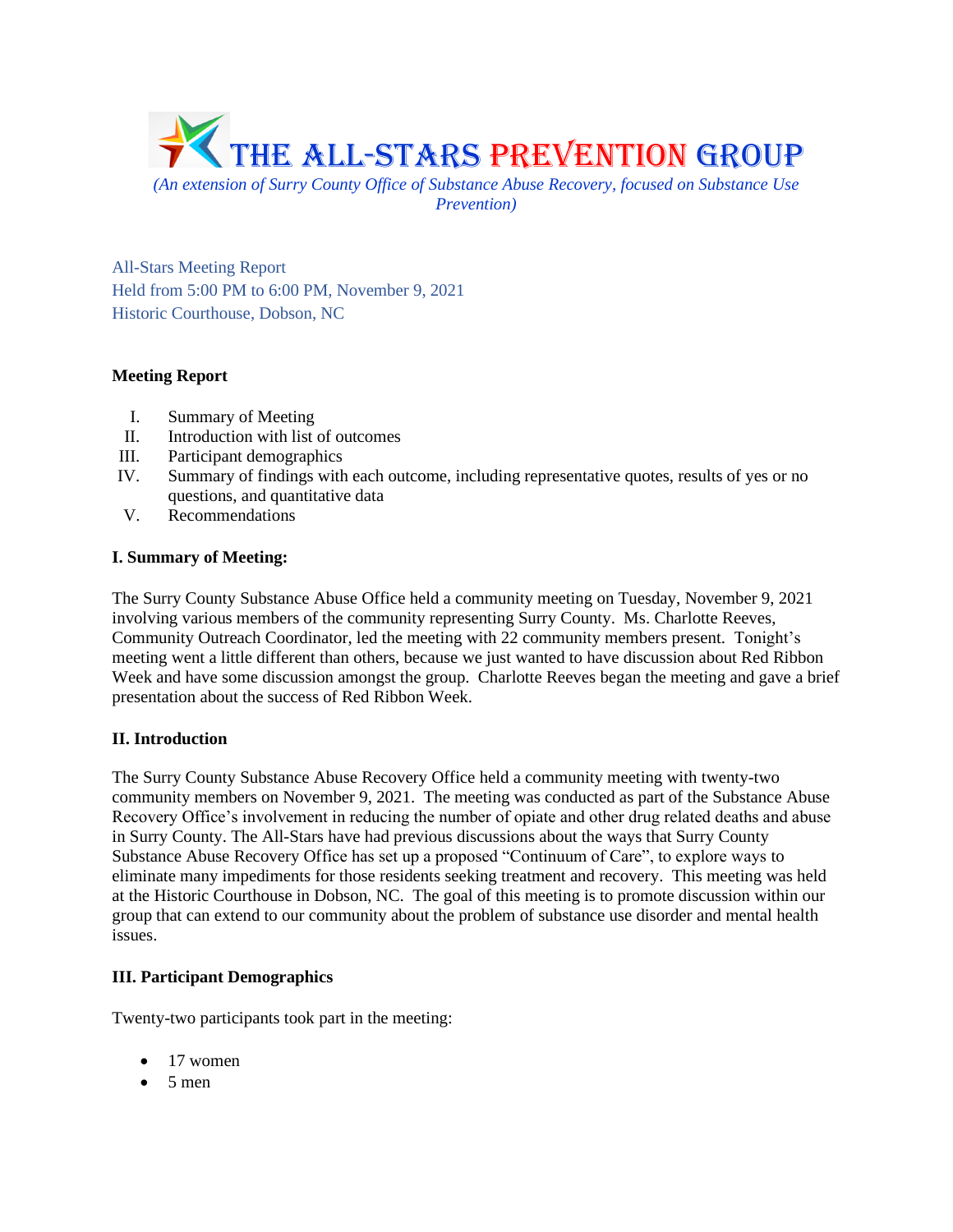# THE ALL-STARS PREVENTION GROUP

*(An extension of Surry County Office of Substance Abuse Recovery, focused on Substance Use Prevention)*

All-Stars Meeting Report
Held from 5:00 PM to 6:00 PM, November 9, 2021
Historic Courthouse, Dobson, NC

**Meeting Report**

I. Summary of Meeting
II. Introduction with list of outcomes
III. Participant demographics
IV. Summary of findings with each outcome, including representative quotes, results of yes or no questions, and quantitative data
V. Recommendations

## I. Summary of Meeting:

The Surry County Substance Abuse Office held a community meeting on Tuesday, November 9, 2021 involving various members of the community representing Surry County. Ms. Charlotte Reeves, Community Outreach Coordinator, led the meeting with 22 community members present. Tonight's meeting went a little different than others, because we just wanted to have discussion about Red Ribbon Week and have some discussion amongst the group. Charlotte Reeves began the meeting and gave a brief presentation about the success of Red Ribbon Week.

## II. Introduction

The Surry County Substance Abuse Recovery Office held a community meeting with twenty-two community members on November 9, 2021. The meeting was conducted as part of the Substance Abuse Recovery Office's involvement in reducing the number of opiate and other drug related deaths and abuse in Surry County. The All-Stars have had previous discussions about the ways that Surry County Substance Abuse Recovery Office has set up a proposed "Continuum of Care", to explore ways to eliminate many impediments for those residents seeking treatment and recovery. This meeting was held at the Historic Courthouse in Dobson, NC. The goal of this meeting is to promote discussion within our group that can extend to our community about the problem of substance use disorder and mental health issues.

## III. Participant Demographics

Twenty-two participants took part in the meeting:

- 17 women
- 5 men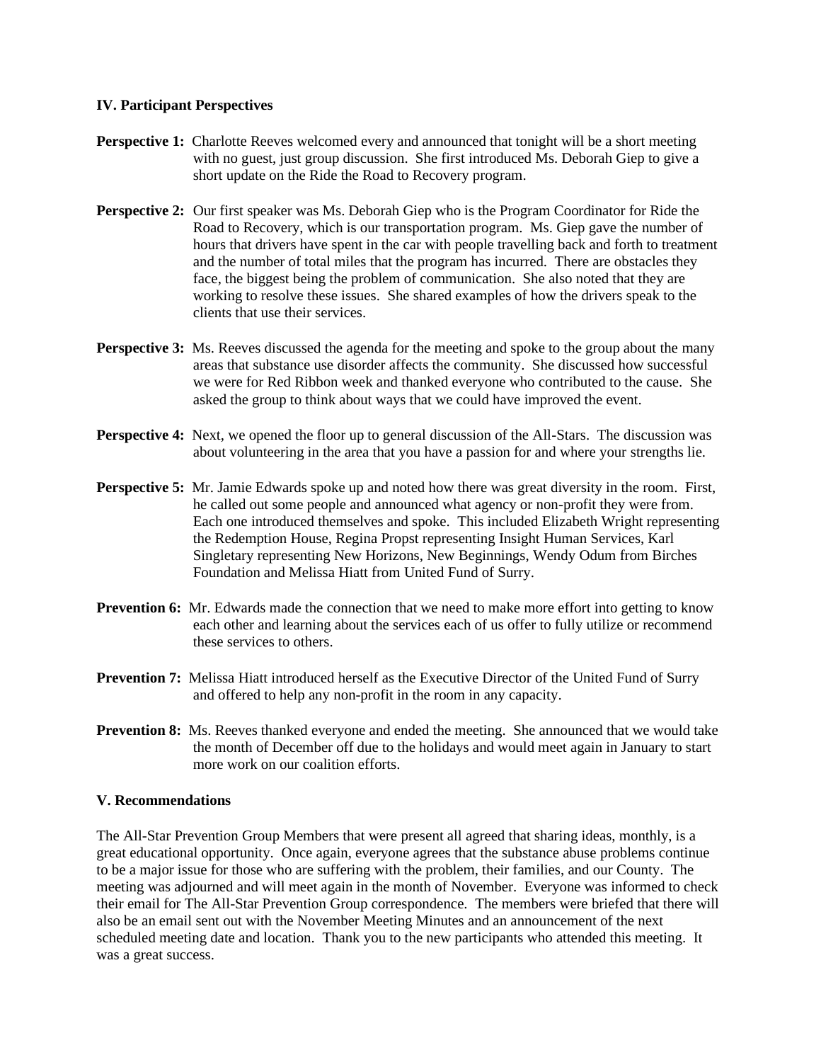### IV. Participant Perspectives

**Perspective 1:** Charlotte Reeves welcomed every and announced that tonight will be a short meeting with no guest, just group discussion. She first introduced Ms. Deborah Giep to give a short update on the Ride the Road to Recovery program.

**Perspective 2:** Our first speaker was Ms. Deborah Giep who is the Program Coordinator for Ride the Road to Recovery, which is our transportation program. Ms. Giep gave the number of hours that drivers have spent in the car with people travelling back and forth to treatment and the number of total miles that the program has incurred. There are obstacles they face, the biggest being the problem of communication. She also noted that they are working to resolve these issues. She shared examples of how the drivers speak to the clients that use their services.

**Perspective 3:** Ms. Reeves discussed the agenda for the meeting and spoke to the group about the many areas that substance use disorder affects the community. She discussed how successful we were for Red Ribbon week and thanked everyone who contributed to the cause. She asked the group to think about ways that we could have improved the event.

**Perspective 4:** Next, we opened the floor up to general discussion of the All-Stars. The discussion was about volunteering in the area that you have a passion for and where your strengths lie.

**Perspective 5:** Mr. Jamie Edwards spoke up and noted how there was great diversity in the room. First, he called out some people and announced what agency or non-profit they were from. Each one introduced themselves and spoke. This included Elizabeth Wright representing the Redemption House, Regina Propst representing Insight Human Services, Karl Singletary representing New Horizons, New Beginnings, Wendy Odum from Birches Foundation and Melissa Hiatt from United Fund of Surry.

**Prevention 6:** Mr. Edwards made the connection that we need to make more effort into getting to know each other and learning about the services each of us offer to fully utilize or recommend these services to others.

**Prevention 7:** Melissa Hiatt introduced herself as the Executive Director of the United Fund of Surry and offered to help any non-profit in the room in any capacity.

**Prevention 8:** Ms. Reeves thanked everyone and ended the meeting. She announced that we would take the month of December off due to the holidays and would meet again in January to start more work on our coalition efforts.

### V. Recommendations

The All-Star Prevention Group Members that were present all agreed that sharing ideas, monthly, is a great educational opportunity. Once again, everyone agrees that the substance abuse problems continue to be a major issue for those who are suffering with the problem, their families, and our County. The meeting was adjourned and will meet again in the month of November. Everyone was informed to check their email for The All-Star Prevention Group correspondence. The members were briefed that there will also be an email sent out with the November Meeting Minutes and an announcement of the next scheduled meeting date and location. Thank you to the new participants who attended this meeting. It was a great success.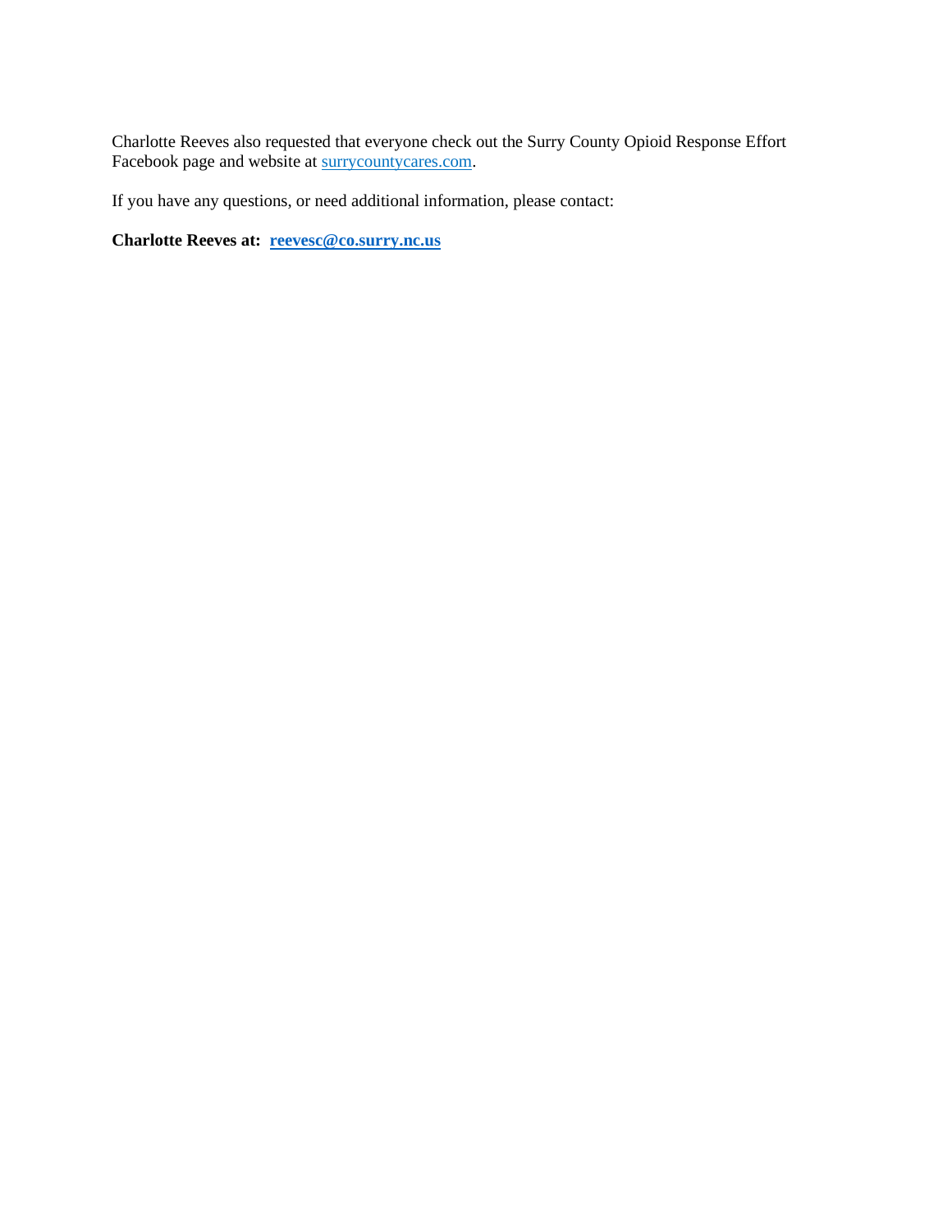Charlotte Reeves also requested that everyone check out the Surry County Opioid Response Effort Facebook page and website at [surrycountycares.com](surrycountycares.com).

If you have any questions, or need additional information, please contact:

**Charlotte Reeves at: [reevesc@co.surry.nc.us](mailto:reevesc@co.surry.nc.us)**